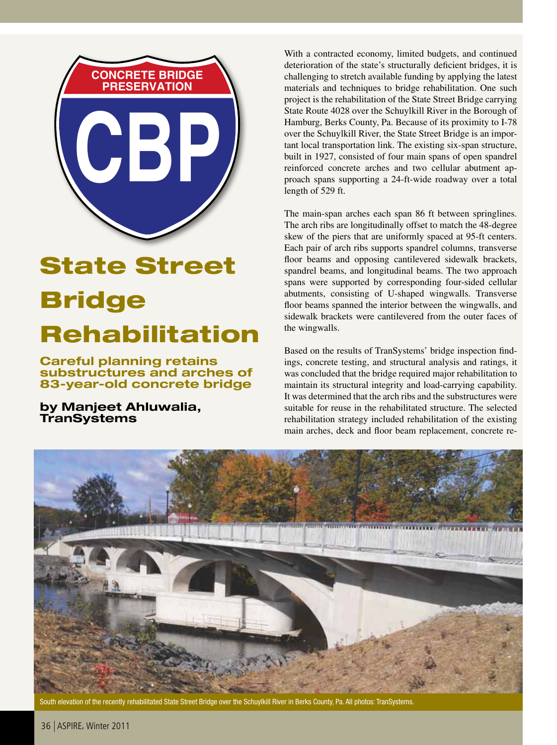CONCRETE BRIDGE PRESERVATION

CBP

# State Street Bridge Rehabilitation

## Careful planning retains substructures and arches of 83-year-old concrete bridge

**by Manjeet Ahluwalia, TranSystems**

With a contracted economy, limited budgets, and continued deterioration of the state's structurally deficient bridges, it is challenging to stretch available funding by applying the latest materials and techniques to bridge rehabilitation. One such project is the rehabilitation of the State Street Bridge carrying State Route 4028 over the Schuylkill River in the Borough of Hamburg, Berks County, Pa. Because of its proximity to I-78 over the Schuylkill River, the State Street Bridge is an important local transportation link. The existing six-span structure, built in 1927, consisted of four main spans of open spandrel reinforced concrete arches and two cellular abutment approach spans supporting a 24-ft-wide roadway over a total length of 529 ft.

The main-span arches each span 86 ft between springlines. The arch ribs are longitudinally offset to match the 48-degree skew of the piers that are uniformly spaced at 95-ft centers. Each pair of arch ribs supports spandrel columns, transverse floor beams and opposing cantilevered sidewalk brackets, spandrel beams, and longitudinal beams. The two approach spans were supported by corresponding four-sided cellular abutments, consisting of U-shaped wingwalls. Transverse floor beams spanned the interior between the wingwalls, and sidewalk brackets were cantilevered from the outer faces of the wingwalls.

Based on the results of TranSystems' bridge inspection findings, concrete testing, and structural analysis and ratings, it was concluded that the bridge required major rehabilitation to maintain its structural integrity and load-carrying capability. It was determined that the arch ribs and the substructures were suitable for reuse in the rehabilitated structure. The selected rehabilitation strategy included rehabilitation of the existing main arches, deck and floor beam replacement, concrete re-

South elevation of the recently rehabilitated State Street Bridge over the Schuylkill River in Berks County, Pa. All photos: TranSystems.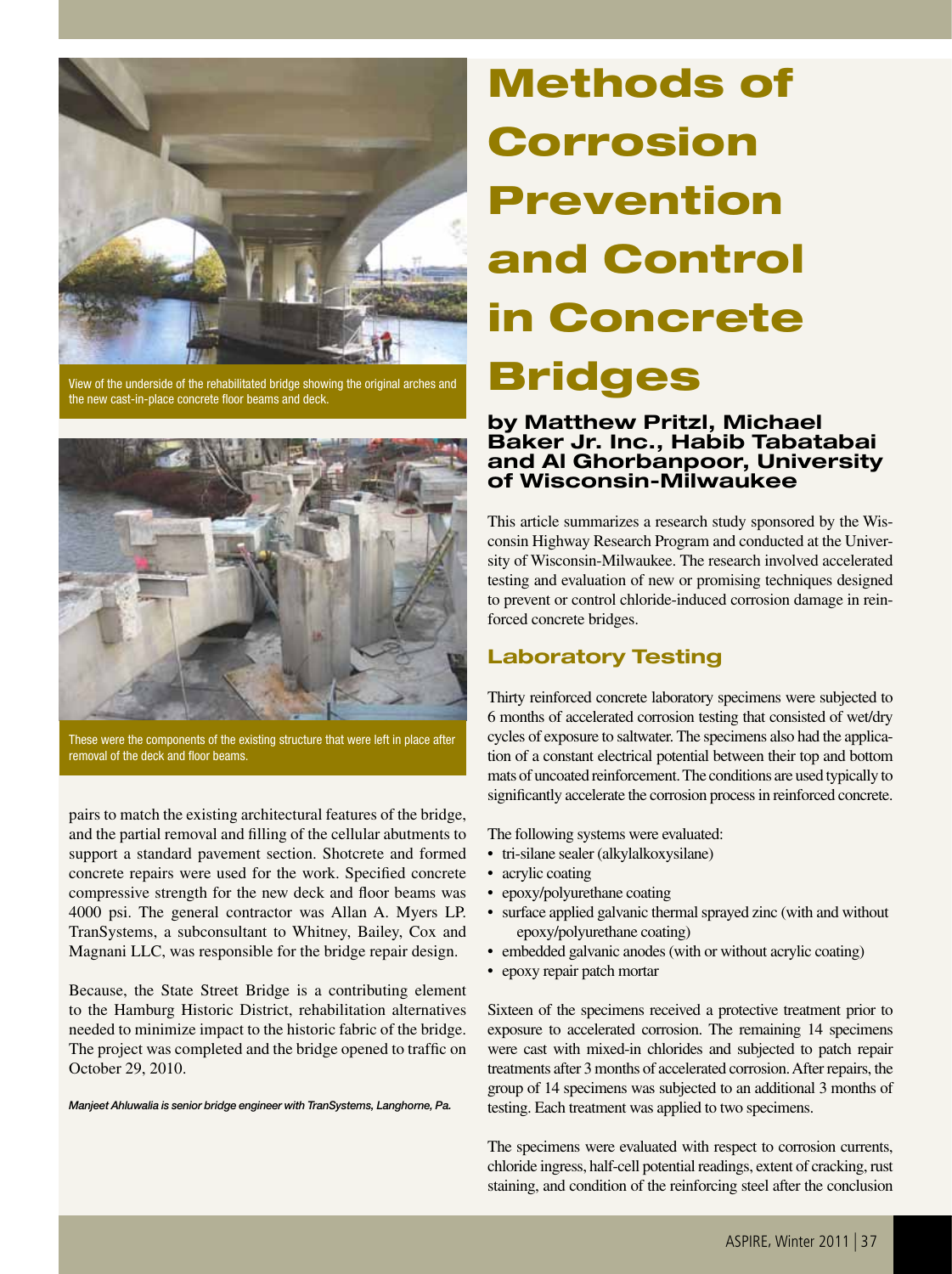View of the underside of the rehabilitated bridge showing the original arches and the new cast-in-place concrete floor beams and deck.

These were the components of the existing structure that were left in place after removal of the deck and floor beams.

pairs to match the existing architectural features of the bridge, and the partial removal and filling of the cellular abutments to support a standard pavement section. Shotcrete and formed concrete repairs were used for the work. Specified concrete compressive strength for the new deck and floor beams was 4000 psi. The general contractor was Allan A. Myers LP. TranSystems, a subconsultant to Whitney, Bailey, Cox and Magnani LLC, was responsible for the bridge repair design.

Because, the State Street Bridge is a contributing element to the Hamburg Historic District, rehabilitation alternatives needed to minimize impact to the historic fabric of the bridge. The project was completed and the bridge opened to traffic on October 29, 2010.

*Manjeet Ahluwalia is senior bridge engineer with TranSystems, Langhorne, Pa.*

# Methods of Corrosion Prevention and Control in Concrete Bridges

**by Matthew Pritzl, Michael Baker Jr. Inc., Habib Tabatabai and Al Ghorbanpoor, University of Wisconsin-Milwaukee**

This article summarizes a research study sponsored by the Wisconsin Highway Research Program and conducted at the University of Wisconsin-Milwaukee. The research involved accelerated testing and evaluation of new or promising techniques designed to prevent or control chloride-induced corrosion damage in reinforced concrete bridges.

## Laboratory Testing

Thirty reinforced concrete laboratory specimens were subjected to 6 months of accelerated corrosion testing that consisted of wet/dry cycles of exposure to saltwater. The specimens also had the application of a constant electrical potential between their top and bottom mats of uncoated reinforcement. The conditions are used typically to significantly accelerate the corrosion process in reinforced concrete.

The following systems were evaluated:

- tri-silane sealer (alkylalkoxysilane)
- acrylic coating
- epoxy/polyurethane coating
- surface applied galvanic thermal sprayed zinc (with and without epoxy/polyurethane coating)
- embedded galvanic anodes (with or without acrylic coating)
- epoxy repair patch mortar

Sixteen of the specimens received a protective treatment prior to exposure to accelerated corrosion. The remaining 14 specimens were cast with mixed-in chlorides and subjected to patch repair treatments after 3 months of accelerated corrosion. After repairs, the group of 14 specimens was subjected to an additional 3 months of testing. Each treatment was applied to two specimens.

The specimens were evaluated with respect to corrosion currents, chloride ingress, half-cell potential readings, extent of cracking, rust staining, and condition of the reinforcing steel after the conclusion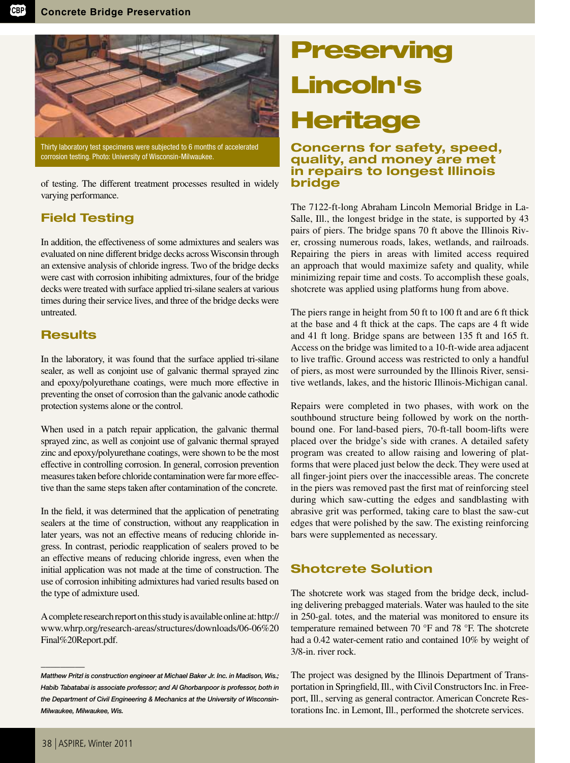Thirty laboratory test specimens were subjected to 6 months of accelerated corrosion testing. Photo: University of Wisconsin-Milwaukee.

of testing. The different treatment processes resulted in widely varying performance.

## Field Testing

In addition, the effectiveness of some admixtures and sealers was evaluated on nine different bridge decks across Wisconsin through an extensive analysis of chloride ingress. Two of the bridge decks were cast with corrosion inhibiting admixtures, four of the bridge decks were treated with surface applied tri-silane sealers at various times during their service lives, and three of the bridge decks were untreated.

## Results

In the laboratory, it was found that the surface applied tri-silane sealer, as well as conjoint use of galvanic thermal sprayed zinc and epoxy/polyurethane coatings, were much more effective in preventing the onset of corrosion than the galvanic anode cathodic protection systems alone or the control.

When used in a patch repair application, the galvanic thermal sprayed zinc, as well as conjoint use of galvanic thermal sprayed zinc and epoxy/polyurethane coatings, were shown to be the most effective in controlling corrosion. In general, corrosion prevention measures taken before chloride contamination were far more effective than the same steps taken after contamination of the concrete.

In the field, it was determined that the application of penetrating sealers at the time of construction, without any reapplication in later years, was not an effective means of reducing chloride ingress. In contrast, periodic reapplication of sealers proved to be an effective means of reducing chloride ingress, even when the initial application was not made at the time of construction. The use of corrosion inhibiting admixtures had varied results based on the type of admixture used.

A complete research report on this study is available online at: http://www.whrp.org/research-areas/structures/downloads/06-06%20Final%20Report.pdf.

---

*Matthew Pritzl is construction engineer at Michael Baker Jr. Inc. in Madison, Wis.; Habib Tabatabai is associate professor; and Al Ghorbanpoor is professor, both in the Department of Civil Engineering & Mechanics at the University of Wisconsin-Milwaukee, Milwaukee, Wis.*

# Preserving Lincoln's Heritage

## Concerns for safety, speed, quality, and money are met in repairs to longest Illinois bridge

The 7122-ft-long Abraham Lincoln Memorial Bridge in LaSalle, Ill., the longest bridge in the state, is supported by 43 pairs of piers. The bridge spans 70 ft above the Illinois River, crossing numerous roads, lakes, wetlands, and railroads. Repairing the piers in areas with limited access required an approach that would maximize safety and quality, while minimizing repair time and costs. To accomplish these goals, shotcrete was applied using platforms hung from above.

The piers range in height from 50 ft to 100 ft and are 6 ft thick at the base and 4 ft thick at the caps. The caps are 4 ft wide and 41 ft long. Bridge spans are between 135 ft and 165 ft. Access on the bridge was limited to a 10-ft-wide area adjacent to live traffic. Ground access was restricted to only a handful of piers, as most were surrounded by the Illinois River, sensitive wetlands, lakes, and the historic Illinois-Michigan canal.

Repairs were completed in two phases, with work on the southbound structure being followed by work on the northbound one. For land-based piers, 70-ft-tall boom-lifts were placed over the bridge's side with cranes. A detailed safety program was created to allow raising and lowering of platforms that were placed just below the deck. They were used at all finger-joint piers over the inaccessible areas. The concrete in the piers was removed past the first mat of reinforcing steel during which saw-cutting the edges and sandblasting with abrasive grit was performed, taking care to blast the saw-cut edges that were polished by the saw. The existing reinforcing bars were supplemented as necessary.

## Shotcrete Solution

The shotcrete work was staged from the bridge deck, including delivering prebagged materials. Water was hauled to the site in 250-gal. totes, and the material was monitored to ensure its temperature remained between 70 °F and 78 °F. The shotcrete had a 0.42 water-cement ratio and contained 10% by weight of 3/8-in. river rock.

The project was designed by the Illinois Department of Transportation in Springfield, Ill., with Civil Constructors Inc. in Freeport, Ill., serving as general contractor. American Concrete Restorations Inc. in Lemont, Ill., performed the shotcrete services.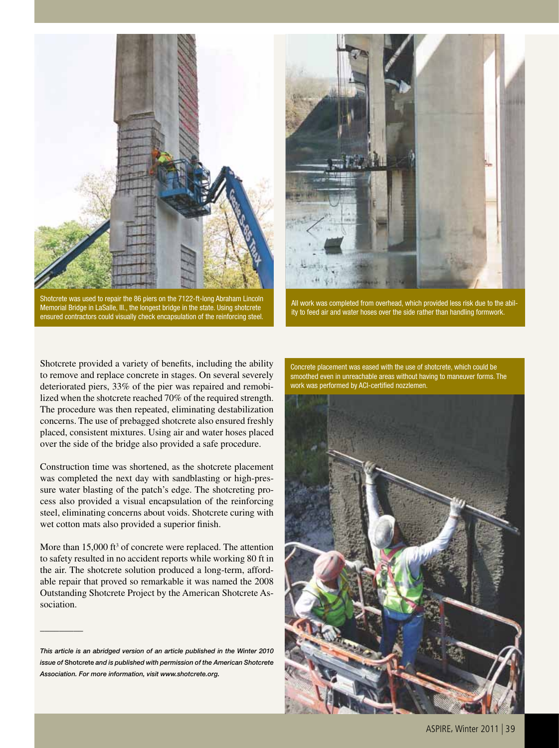Shotcrete was used to repair the 86 piers on the 7122-ft-long Abraham Lincoln Memorial Bridge in LaSalle, Ill., the longest bridge in the state. Using shotcrete ensured contractors could visually check encapsulation of the reinforcing steel.

All work was completed from overhead, which provided less risk due to the ability to feed air and water hoses over the side rather than handling formwork.

Shotcrete provided a variety of benefits, including the ability to remove and replace concrete in stages. On several severely deteriorated piers, 33% of the pier was repaired and remobilized when the shotcrete reached 70% of the required strength. The procedure was then repeated, eliminating destabilization concerns. The use of prebagged shotcrete also ensured freshly placed, consistent mixtures. Using air and water hoses placed over the side of the bridge also provided a safe procedure.

Construction time was shortened, as the shotcrete placement was completed the next day with sandblasting or high-pressure water blasting of the patch's edge. The shotcreting process also provided a visual encapsulation of the reinforcing steel, eliminating concerns about voids. Shotcrete curing with wet cotton mats also provided a superior finish.

More than 15,000 ft$^3$ of concrete were replaced. The attention to safety resulted in no accident reports while working 80 ft in the air. The shotcrete solution produced a long-term, affordable repair that proved so remarkable it was named the 2008 Outstanding Shotcrete Project by the American Shotcrete Association.

---

*This article is an abridged version of an article published in the Winter 2010 issue of* Shotcrete *and is published with permission of the American Shotcrete Association. For more information, visit www.shotcrete.org.*

Concrete placement was eased with the use of shotcrete, which could be smoothed even in unreachable areas without having to maneuver forms. The work was performed by ACI-certified nozzlemen.